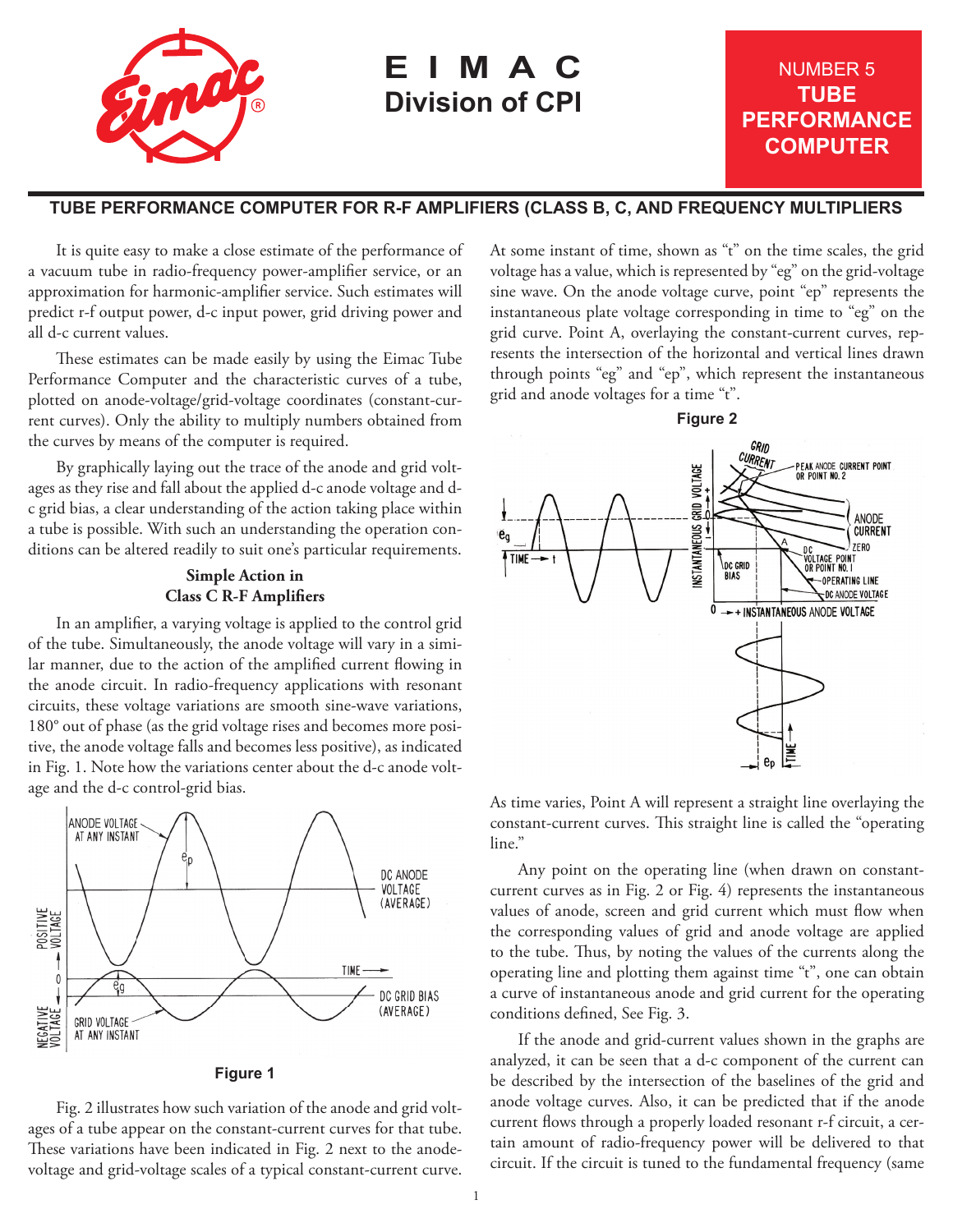# EIMAC
## Division of CPI

**NUMBER 5**
**TUBE PERFORMANCE COMPUTER**

### TUBE PERFORMANCE COMPUTER FOR R-F AMPLIFIERS (CLASS B, C, AND FREQUENCY MULTIPLIERS

It is quite easy to make a close estimate of the performance of a vacuum tube in radio-frequency power-amplifier service, or an approximation for harmonic-amplifier service. Such estimates will predict r-f output power, d-c input power, grid driving power and all d-c current values.

These estimates can be made easily by using the Eimac Tube Performance Computer and the characteristic curves of a tube, plotted on anode-voltage/grid-voltage coordinates (constant-current curves). Only the ability to multiply numbers obtained from the curves by means of the computer is required.

By graphically laying out the trace of the anode and grid voltages as they rise and fall about the applied d-c anode voltage and d-c grid bias, a clear understanding of the action taking place within a tube is possible. With such an understanding the operation conditions can be altered readily to suit one's particular requirements.

#### Simple Action in Class C R-F Amplifiers

In an amplifier, a varying voltage is applied to the control grid of the tube. Simultaneously, the anode voltage will vary in a similar manner, due to the action of the amplified current flowing in the anode circuit. In radio-frequency applications with resonant circuits, these voltage variations are smooth sine-wave variations, 180° out of phase (as the grid voltage rises and becomes more positive, the anode voltage falls and becomes less positive), as indicated in Fig. 1. Note how the variations center about the d-c anode voltage and the d-c control-grid bias.

**Figure 1**

Fig. 2 illustrates how such variation of the anode and grid voltages of a tube appear on the constant-current curves for that tube. These variations have been indicated in Fig. 2 next to the anode-voltage and grid-voltage scales of a typical constant-current curve. At some instant of time, shown as "t" on the time scales, the grid voltage has a value, which is represented by "eg" on the grid-voltage sine wave. On the anode voltage curve, point "ep" represents the instantaneous plate voltage corresponding in time to "eg" on the grid curve. Point A, overlaying the constant-current curves, represents the intersection of the horizontal and vertical lines drawn through points "eg" and "ep", which represent the instantaneous grid and anode voltages for a time "t".

**Figure 2**

As time varies, Point A will represent a straight line overlaying the constant-current curves. This straight line is called the "operating line."

Any point on the operating line (when drawn on constant-current curves as in Fig. 2 or Fig. 4) represents the instantaneous values of anode, screen and grid current which must flow when the corresponding values of grid and anode voltage are applied to the tube. Thus, by noting the values of the currents along the operating line and plotting them against time "t", one can obtain a curve of instantaneous anode and grid current for the operating conditions defined, See Fig. 3.

If the anode and grid-current values shown in the graphs are analyzed, it can be seen that a d-c component of the current can be described by the intersection of the baselines of the grid and anode voltage curves. Also, it can be predicted that if the anode current flows through a properly loaded resonant r-f circuit, a certain amount of radio-frequency power will be delivered to that circuit. If the circuit is tuned to the fundamental frequency (same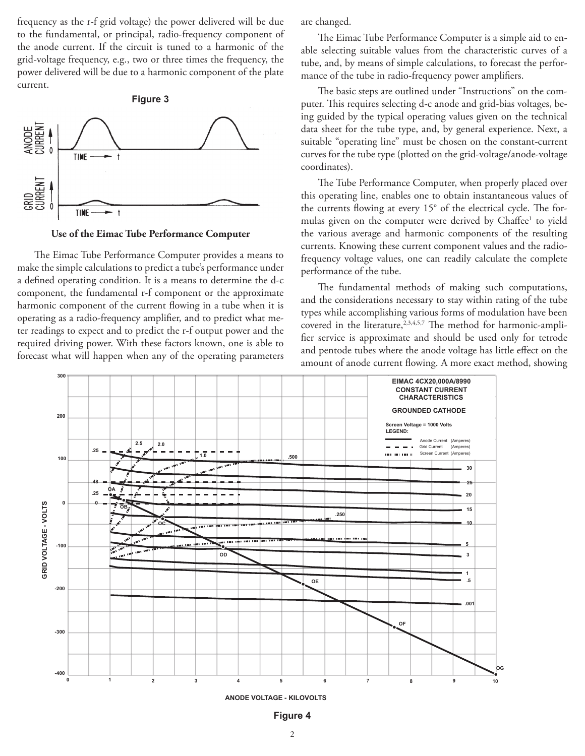frequency as the r-f grid voltage) the power delivered will be due to the fundamental, or principal, radio-frequency component of the anode current. If the circuit is tuned to a harmonic of the grid-voltage frequency, e.g., two or three times the frequency, the power delivered will be due to a harmonic component of the plate current.

**Figure 3**

## Use of the Eimac Tube Performance Computer

The Eimac Tube Performance Computer provides a means to make the simple calculations to predict a tube's performance under a defined operating condition. It is a means to determine the d-c component, the fundamental r-f component or the approximate harmonic component of the current flowing in a tube when it is operating as a radio-frequency amplifier, and to predict what meter readings to expect and to predict the r-f output power and the required driving power. With these factors known, one is able to forecast what will happen when any of the operating parameters are changed.

The Eimac Tube Performance Computer is a simple aid to enable selecting suitable values from the characteristic curves of a tube, and, by means of simple calculations, to forecast the performance of the tube in radio-frequency power amplifiers.

The basic steps are outlined under "Instructions" on the computer. This requires selecting d-c anode and grid-bias voltages, being guided by the typical operating values given on the technical data sheet for the tube type, and, by general experience. Next, a suitable "operating line" must be chosen on the constant-current curves for the tube type (plotted on the grid-voltage/anode-voltage coordinates).

The Tube Performance Computer, when properly placed over this operating line, enables one to obtain instantaneous values of the currents flowing at every 15° of the electrical cycle. The formulas given on the computer were derived by Chaffee[1] to yield the various average and harmonic components of the resulting currents. Knowing these current component values and the radio-frequency voltage values, one can readily calculate the complete performance of the tube.

The fundamental methods of making such computations, and the considerations necessary to stay within rating of the tube types while accomplishing various forms of modulation have been covered in the literature,[2,3,4,5,7] The method for harmonic-amplifier service is approximate and should be used only for tetrode and pentode tubes where the anode voltage has little effect on the amount of anode current flowing. A more exact method, showing

**Figure 4**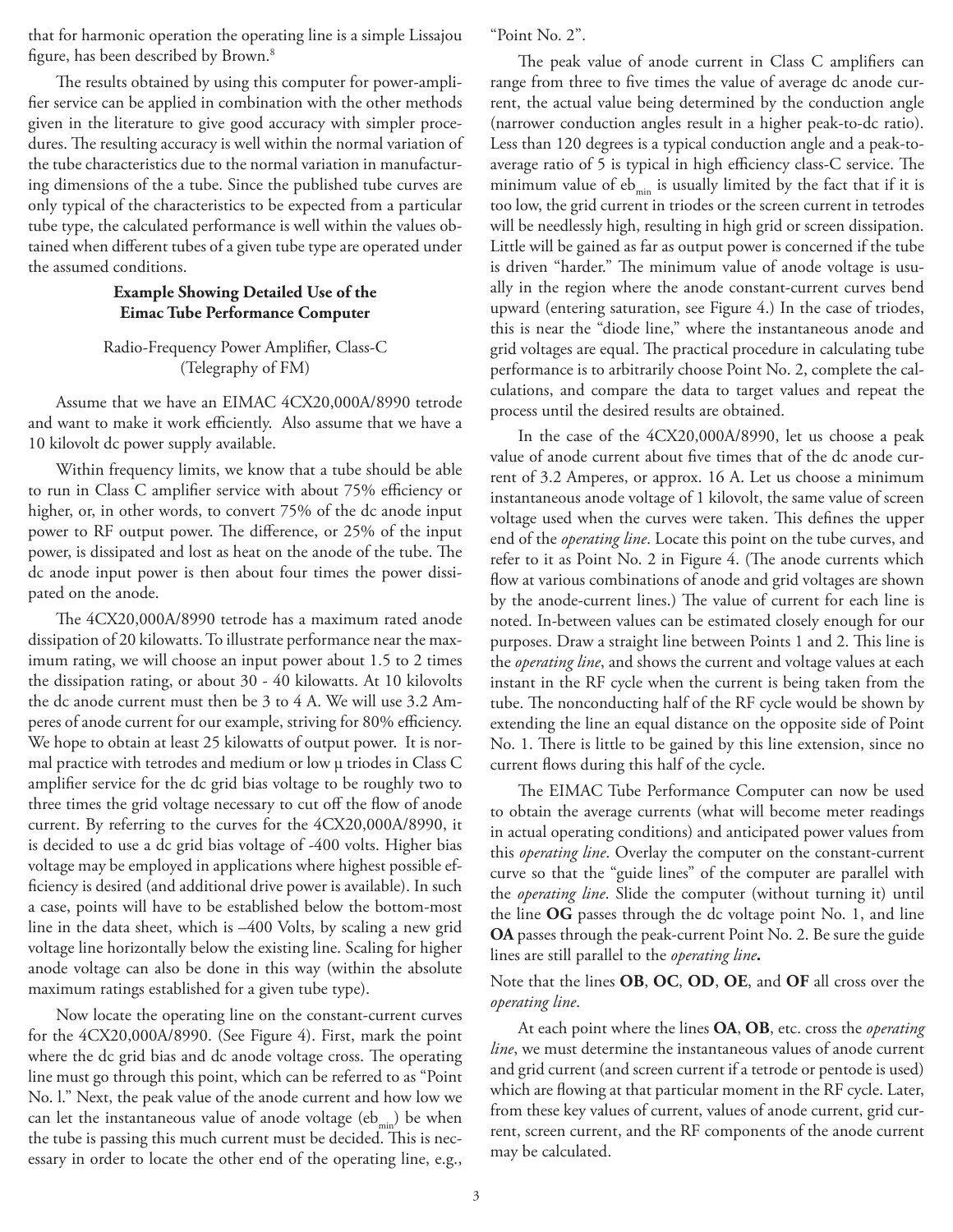that for harmonic operation the operating line is a simple Lissajou figure, has been described by Brown.[8]

The results obtained by using this computer for power-amplifier service can be applied in combination with the other methods given in the literature to give good accuracy with simpler procedures. The resulting accuracy is well within the normal variation of the tube characteristics due to the normal variation in manufacturing dimensions of the a tube. Since the published tube curves are only typical of the characteristics to be expected from a particular tube type, the calculated performance is well within the values obtained when different tubes of a given tube type are operated under the assumed conditions.

### Example Showing Detailed Use of the Eimac Tube Performance Computer

Radio-Frequency Power Amplifier, Class-C (Telegraphy of FM)

Assume that we have an EIMAC 4CX20,000A/8990 tetrode and want to make it work efficiently. Also assume that we have a 10 kilovolt dc power supply available.

Within frequency limits, we know that a tube should be able to run in Class C amplifier service with about 75% efficiency or higher, or, in other words, to convert 75% of the dc anode input power to RF output power. The difference, or 25% of the input power, is dissipated and lost as heat on the anode of the tube. The dc anode input power is then about four times the power dissipated on the anode.

The 4CX20,000A/8990 tetrode has a maximum rated anode dissipation of 20 kilowatts. To illustrate performance near the maximum rating, we will choose an input power about 1.5 to 2 times the dissipation rating, or about 30 - 40 kilowatts. At 10 kilovolts the dc anode current must then be 3 to 4 A. We will use 3.2 Amperes of anode current for our example, striving for 80% efficiency. We hope to obtain at least 25 kilowatts of output power. It is normal practice with tetrodes and medium or low μ triodes in Class C amplifier service for the dc grid bias voltage to be roughly two to three times the grid voltage necessary to cut off the flow of anode current. By referring to the curves for the 4CX20,000A/8990, it is decided to use a dc grid bias voltage of -400 volts. Higher bias voltage may be employed in applications where highest possible efficiency is desired (and additional drive power is available). In such a case, points will have to be established below the bottom-most line in the data sheet, which is –400 Volts, by scaling a new grid voltage line horizontally below the existing line. Scaling for higher anode voltage can also be done in this way (within the absolute maximum ratings established for a given tube type).

Now locate the operating line on the constant-current curves for the 4CX20,000A/8990. (See Figure 4). First, mark the point where the dc grid bias and dc anode voltage cross. The operating line must go through this point, which can be referred to as "Point No. l." Next, the peak value of the anode current and how low we can let the instantaneous value of anode voltage ($eb_{min}$) be when the tube is passing this much current must be decided. This is necessary in order to locate the other end of the operating line, e.g., "Point No. 2".

The peak value of anode current in Class C amplifiers can range from three to five times the value of average dc anode current, the actual value being determined by the conduction angle (narrower conduction angles result in a higher peak-to-dc ratio). Less than 120 degrees is a typical conduction angle and a peak-to-average ratio of 5 is typical in high efficiency class-C service. The minimum value of $eb_{min}$ is usually limited by the fact that if it is too low, the grid current in triodes or the screen current in tetrodes will be needlessly high, resulting in high grid or screen dissipation. Little will be gained as far as output power is concerned if the tube is driven "harder." The minimum value of anode voltage is usually in the region where the anode constant-current curves bend upward (entering saturation, see Figure 4.) In the case of triodes, this is near the "diode line," where the instantaneous anode and grid voltages are equal. The practical procedure in calculating tube performance is to arbitrarily choose Point No. 2, complete the calculations, and compare the data to target values and repeat the process until the desired results are obtained.

In the case of the 4CX20,000A/8990, let us choose a peak value of anode current about five times that of the dc anode current of 3.2 Amperes, or approx. 16 A. Let us choose a minimum instantaneous anode voltage of 1 kilovolt, the same value of screen voltage used when the curves were taken. This defines the upper end of the *operating line*. Locate this point on the tube curves, and refer to it as Point No. 2 in Figure 4. (The anode currents which flow at various combinations of anode and grid voltages are shown by the anode-current lines.) The value of current for each line is noted. In-between values can be estimated closely enough for our purposes. Draw a straight line between Points 1 and 2. This line is the *operating line*, and shows the current and voltage values at each instant in the RF cycle when the current is being taken from the tube. The nonconducting half of the RF cycle would be shown by extending the line an equal distance on the opposite side of Point No. 1. There is little to be gained by this line extension, since no current flows during this half of the cycle.

The EIMAC Tube Performance Computer can now be used to obtain the average currents (what will become meter readings in actual operating conditions) and anticipated power values from this *operating line*. Overlay the computer on the constant-current curve so that the "guide lines" of the computer are parallel with the *operating line*. Slide the computer (without turning it) until the line **OG** passes through the dc voltage point No. 1, and line **OA** passes through the peak-current Point No. 2. Be sure the guide lines are still parallel to the *operating line***.**

Note that the lines **OB**, **OC**, **OD**, **OE**, and **OF** all cross over the *operating line*.

At each point where the lines **OA**, **OB**, etc. cross the *operating line*, we must determine the instantaneous values of anode current and grid current (and screen current if a tetrode or pentode is used) which are flowing at that particular moment in the RF cycle. Later, from these key values of current, values of anode current, grid current, screen current, and the RF components of the anode current may be calculated.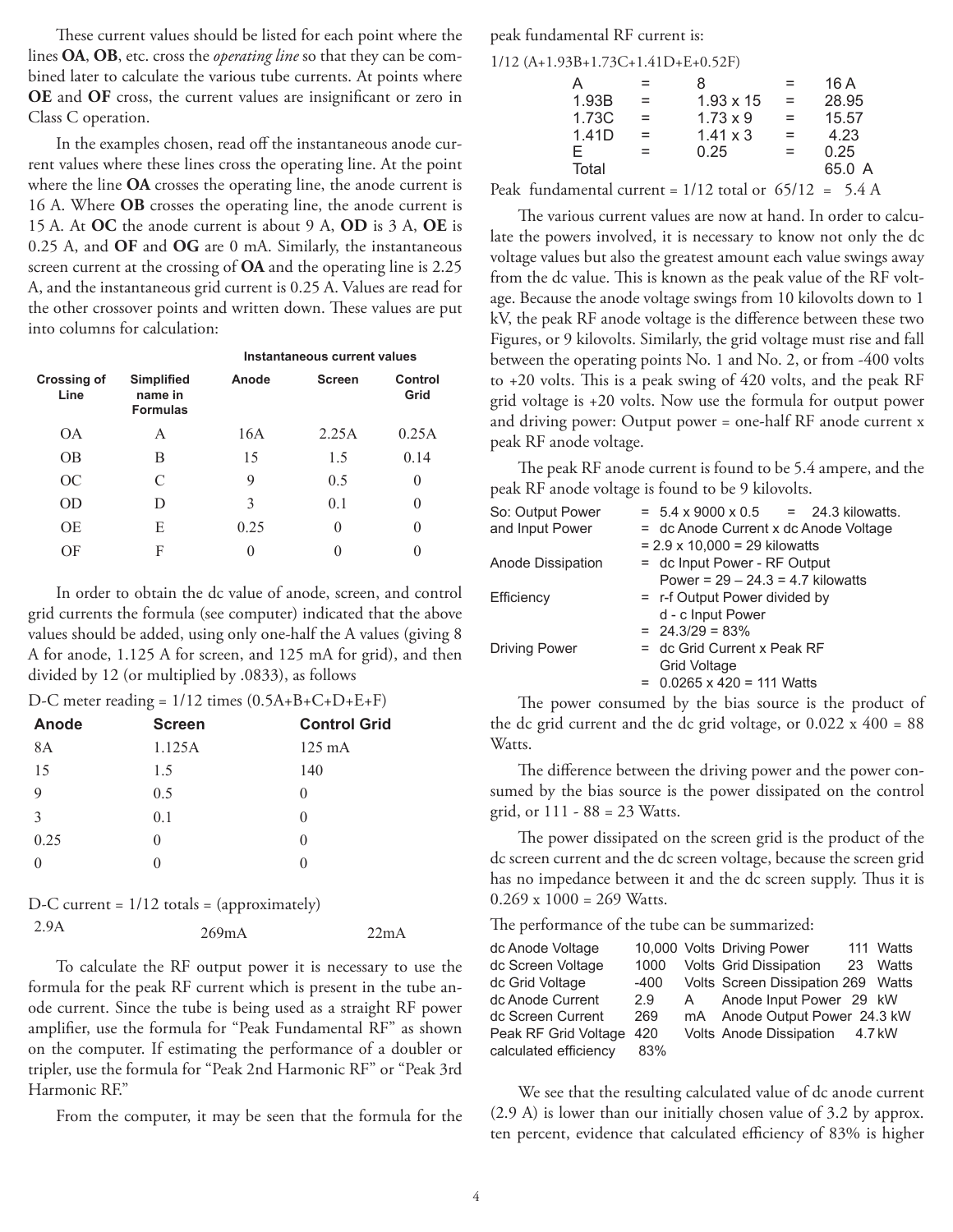These current values should be listed for each point where the lines **OA**, **OB**, etc. cross the *operating line* so that they can be combined later to calculate the various tube currents. At points where **OE** and **OF** cross, the current values are insignificant or zero in Class C operation.

In the examples chosen, read off the instantaneous anode current values where these lines cross the operating line. At the point where the line **OA** crosses the operating line, the anode current is 16 A. Where **OB** crosses the operating line, the anode current is 15 A. At **OC** the anode current is about 9 A, **OD** is 3 A, **OE** is 0.25 A, and **OF** and **OG** are 0 mA. Similarly, the instantaneous screen current at the crossing of **OA** and the operating line is 2.25 A, and the instantaneous grid current is 0.25 A. Values are read for the other crossover points and written down. These values are put into columns for calculation:

| Crossing of Line | Simplified name in Formulas | Instantaneous current values | | |
|---|---|---|---|---|
| | | **Anode** | **Screen** | **Control Grid** |
| OA | A | 16A | 2.25A | 0.25A |
| OB | B | 15 | 1.5 | 0.14 |
| OC | C | 9 | 0.5 | 0 |
| OD | D | 3 | 0.1 | 0 |
| OE | E | 0.25 | 0 | 0 |
| OF | F | 0 | 0 | 0 |

In order to obtain the dc value of anode, screen, and control grid currents the formula (see computer) indicated that the above values should be added, using only one-half the A values (giving 8 A for anode, 1.125 A for screen, and 125 mA for grid), and then divided by 12 (or multiplied by .0833), as follows

D-C meter reading = 1/12 times (0.5A+B+C+D+E+F)

| Anode | Screen | Control Grid |
|---|---|---|
| 8A | 1.125A | 125 mA |
| 15 | 1.5 | 140 |
| 9 | 0.5 | 0 |
| 3 | 0.1 | 0 |
| 0.25 | 0 | 0 |
| 0 | 0 | 0 |

D-C current = 1/12 totals = (approximately)

| 2.9A | 269mA | 22mA |
|---|---|---|

To calculate the RF output power it is necessary to use the formula for the peak RF current which is present in the tube anode current. Since the tube is being used as a straight RF power amplifier, use the formula for "Peak Fundamental RF" as shown on the computer. If estimating the performance of a doubler or tripler, use the formula for "Peak 2nd Harmonic RF" or "Peak 3rd Harmonic RF."

From the computer, it may be seen that the formula for the peak fundamental RF current is:

1/12 (A+1.93B+1.73C+1.41D+E+0.52F)

| | | | | |
|---|---|---|---|---|
| A | = | 8 | = | 16 A |
| 1.93B | = | 1.93 x 15 | = | 28.95 |
| 1.73C | = | 1.73 x 9 | = | 15.57 |
| 1.41D | = | 1.41 x 3 | = | 4.23 |
| E | = | 0.25 | = | 0.25 |
| Total | | | | 65.0 A |

Peak fundamental current = 1/12 total or 65/12 = 5.4 A

The various current values are now at hand. In order to calculate the powers involved, it is necessary to know not only the dc voltage values but also the greatest amount each value swings away from the dc value. This is known as the peak value of the RF voltage. Because the anode voltage swings from 10 kilovolts down to 1 kV, the peak RF anode voltage is the difference between these two Figures, or 9 kilovolts. Similarly, the grid voltage must rise and fall between the operating points No. 1 and No. 2, or from -400 volts to +20 volts. This is a peak swing of 420 volts, and the peak RF grid voltage is +20 volts. Now use the formula for output power and driving power: Output power = one-half RF anode current x peak RF anode voltage.

The peak RF anode current is found to be 5.4 ampere, and the peak RF anode voltage is found to be 9 kilovolts.

| | |
|---|---|
| So: Output Power | = 5.4 x 9000 x 0.5 = 24.3 kilowatts. |
| and Input Power | = dc Anode Current x dc Anode Voltage = 2.9 x 10,000 = 29 kilowatts |
| Anode Dissipation | = dc Input Power - RF Output Power = 29 – 24.3 = 4.7 kilowatts |
| Efficiency | = r-f Output Power divided by d - c Input Power = 24.3/29 = 83% |
| Driving Power | = dc Grid Current x Peak RF Grid Voltage = 0.0265 x 420 = 111 Watts |

The power consumed by the bias source is the product of the dc grid current and the dc grid voltage, or 0.022 x 400 = 88 Watts.

The difference between the driving power and the power consumed by the bias source is the power dissipated on the control grid, or 111 - 88 = 23 Watts.

The power dissipated on the screen grid is the product of the dc screen current and the dc screen voltage, because the screen grid has no impedance between it and the dc screen supply. Thus it is 0.269 x 1000 = 269 Watts.

The performance of the tube can be summarized:

| | | | | | |
|---|---|---|---|---|---|
| dc Anode Voltage | 10,000 | Volts | Driving Power | 111 | Watts |
| dc Screen Voltage | 1000 | Volts | Grid Dissipation | 23 | Watts |
| dc Grid Voltage | -400 | Volts | Screen Dissipation | 269 | Watts |
| dc Anode Current | 2.9 | A | Anode Input Power | 29 | kW |
| dc Screen Current | 269 | mA | Anode Output Power | 24.3 | kW |
| Peak RF Grid Voltage | 420 | Volts | Anode Dissipation | 4.7 | kW |
| calculated efficiency | 83% | | | | |

We see that the resulting calculated value of dc anode current (2.9 A) is lower than our initially chosen value of 3.2 by approx. ten percent, evidence that calculated efficiency of 83% is higher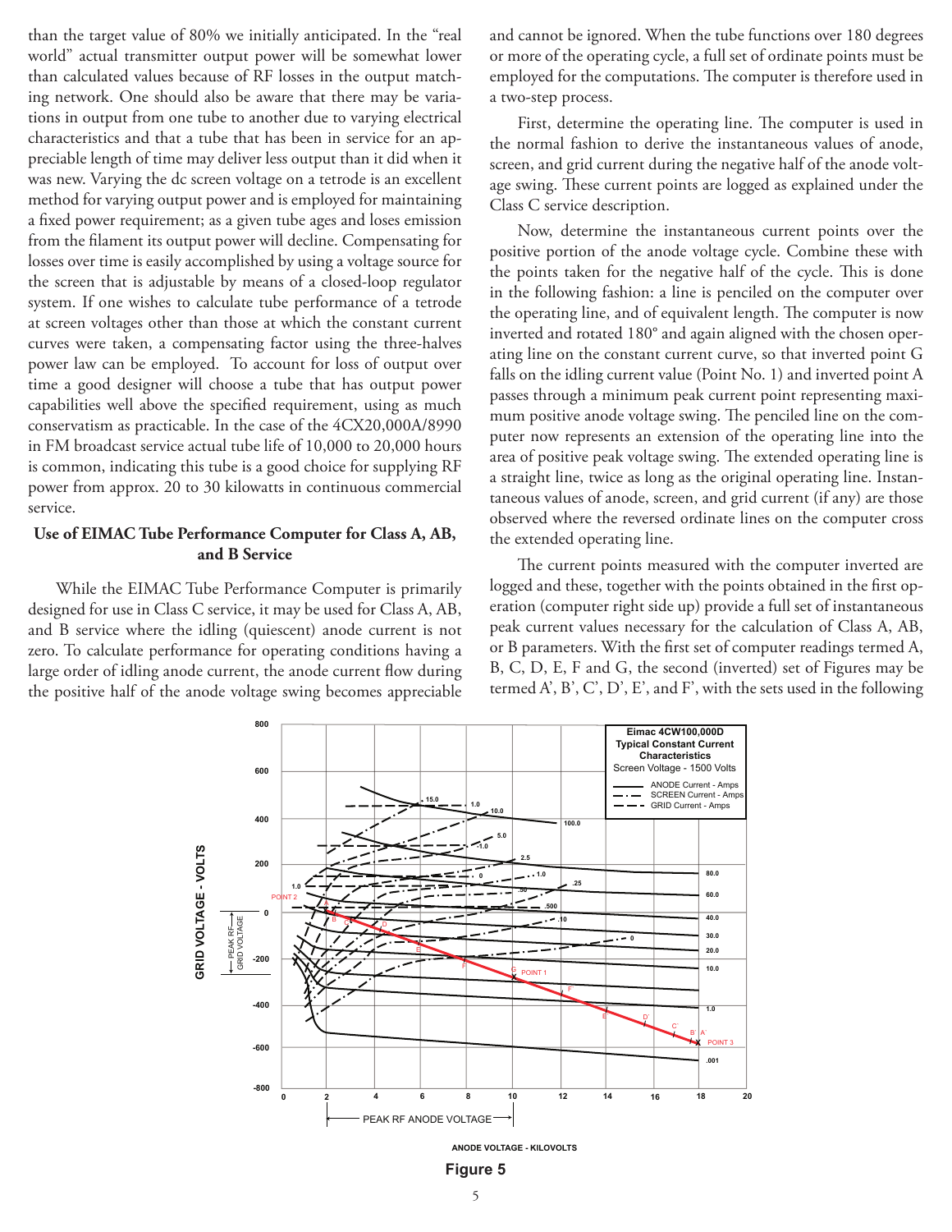than the target value of 80% we initially anticipated. In the "real world" actual transmitter output power will be somewhat lower than calculated values because of RF losses in the output matching network. One should also be aware that there may be variations in output from one tube to another due to varying electrical characteristics and that a tube that has been in service for an appreciable length of time may deliver less output than it did when it was new. Varying the dc screen voltage on a tetrode is an excellent method for varying output power and is employed for maintaining a fixed power requirement; as a given tube ages and loses emission from the filament its output power will decline. Compensating for losses over time is easily accomplished by using a voltage source for the screen that is adjustable by means of a closed-loop regulator system. If one wishes to calculate tube performance of a tetrode at screen voltages other than those at which the constant current curves were taken, a compensating factor using the three-halves power law can be employed. To account for loss of output over time a good designer will choose a tube that has output power capabilities well above the specified requirement, using as much conservatism as practicable. In the case of the 4CX20,000A/8990 in FM broadcast service actual tube life of 10,000 to 20,000 hours is common, indicating this tube is a good choice for supplying RF power from approx. 20 to 30 kilowatts in continuous commercial service.

## Use of EIMAC Tube Performance Computer for Class A, AB, and B Service

While the EIMAC Tube Performance Computer is primarily designed for use in Class C service, it may be used for Class A, AB, and B service where the idling (quiescent) anode current is not zero. To calculate performance for operating conditions having a large order of idling anode current, the anode current flow during the positive half of the anode voltage swing becomes appreciable and cannot be ignored. When the tube functions over 180 degrees or more of the operating cycle, a full set of ordinate points must be employed for the computations. The computer is therefore used in a two-step process.

First, determine the operating line. The computer is used in the normal fashion to derive the instantaneous values of anode, screen, and grid current during the negative half of the anode voltage swing. These current points are logged as explained under the Class C service description.

Now, determine the instantaneous current points over the positive portion of the anode voltage cycle. Combine these with the points taken for the negative half of the cycle. This is done in the following fashion: a line is penciled on the computer over the operating line, and of equivalent length. The computer is now inverted and rotated 180° and again aligned with the chosen operating line on the constant current curve, so that inverted point G falls on the idling current value (Point No. 1) and inverted point A passes through a minimum peak current point representing maximum positive anode voltage swing. The penciled line on the computer now represents an extension of the operating line into the area of positive peak voltage swing. The extended operating line is a straight line, twice as long as the original operating line. Instantaneous values of anode, screen, and grid current (if any) are those observed where the reversed ordinate lines on the computer cross the extended operating line.

The current points measured with the computer inverted are logged and these, together with the points obtained in the first operation (computer right side up) provide a full set of instantaneous peak current values necessary for the calculation of Class A, AB, or B parameters. With the first set of computer readings termed A, B, C, D, E, F and G, the second (inverted) set of Figures may be termed A', B', C', D', E', and F', with the sets used in the following

Eimac 4CW100,000D
Typical Constant Current Characteristics
Screen Voltage - 1500 Volts

ANODE Current - Amps
SCREEN Current - Amps
GRID Current - Amps

GRID VOLTAGE - VOLTS

PEAK RF GRID VOLTAGE

PEAK RF ANODE VOLTAGE

ANODE VOLTAGE - KILOVOLTS

POINT 1
POINT 2
POINT 3

Figure 5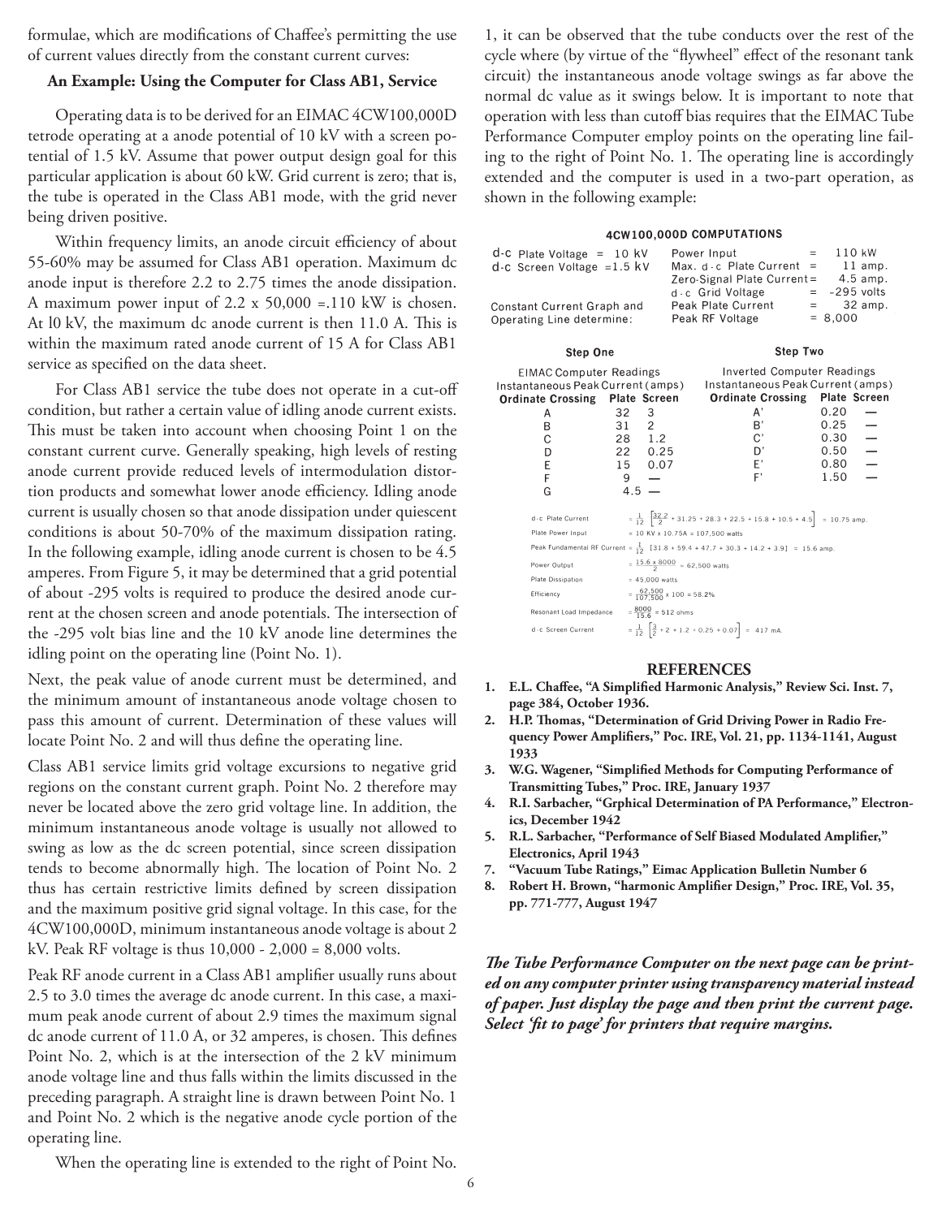formulae, which are modifications of Chaffee's permitting the use of current values directly from the constant current curves:

**An Example: Using the Computer for Class AB1, Service**

Operating data is to be derived for an EIMAC 4CW100,000D tetrode operating at a anode potential of 10 kV with a screen potential of 1.5 kV. Assume that power output design goal for this particular application is about 60 kW. Grid current is zero; that is, the tube is operated in the Class AB1 mode, with the grid never being driven positive.

Within frequency limits, an anode circuit efficiency of about 55-60% may be assumed for Class AB1 operation. Maximum dc anode input is therefore 2.2 to 2.75 times the anode dissipation. A maximum power input of 2.2 x 50,000 =.110 kW is chosen. At l0 kV, the maximum dc anode current is then 11.0 A. This is within the maximum rated anode current of 15 A for Class AB1 service as specified on the data sheet.

For Class AB1 service the tube does not operate in a cut-off condition, but rather a certain value of idling anode current exists. This must be taken into account when choosing Point 1 on the constant current curve. Generally speaking, high levels of resting anode current provide reduced levels of intermodulation distortion products and somewhat lower anode efficiency. Idling anode current is usually chosen so that anode dissipation under quiescent conditions is about 50-70% of the maximum dissipation rating. In the following example, idling anode current is chosen to be 4.5 amperes. From Figure 5, it may be determined that a grid potential of about -295 volts is required to produce the desired anode current at the chosen screen and anode potentials. The intersection of the -295 volt bias line and the 10 kV anode line determines the idling point on the operating line (Point No. 1).

Next, the peak value of anode current must be determined, and the minimum amount of instantaneous anode voltage chosen to pass this amount of current. Determination of these values will locate Point No. 2 and will thus define the operating line.

Class AB1 service limits grid voltage excursions to negative grid regions on the constant current graph. Point No. 2 therefore may never be located above the zero grid voltage line. In addition, the minimum instantaneous anode voltage is usually not allowed to swing as low as the dc screen potential, since screen dissipation tends to become abnormally high. The location of Point No. 2 thus has certain restrictive limits defined by screen dissipation and the maximum positive grid signal voltage. In this case, for the 4CW100,000D, minimum instantaneous anode voltage is about 2 kV. Peak RF voltage is thus 10,000 - 2,000 = 8,000 volts.

Peak RF anode current in a Class AB1 amplifier usually runs about 2.5 to 3.0 times the average dc anode current. In this case, a maximum peak anode current of about 2.9 times the maximum signal dc anode current of 11.0 A, or 32 amperes, is chosen. This defines Point No. 2, which is at the intersection of the 2 kV minimum anode voltage line and thus falls within the limits discussed in the preceding paragraph. A straight line is drawn between Point No. 1 and Point No. 2 which is the negative anode cycle portion of the operating line.

When the operating line is extended to the right of Point No. 1, it can be observed that the tube conducts over the rest of the cycle where (by virtue of the "flywheel" effect of the resonant tank circuit) the instantaneous anode voltage swings as far above the normal dc value as it swings below. It is important to note that operation with less than cutoff bias requires that the EIMAC Tube Performance Computer employ points on the operating line failing to the right of Point No. 1. The operating line is accordingly extended and the computer is used in a two-part operation, as shown in the following example:

**4CW100,000D COMPUTATIONS**

d-c Plate Voltage = 10 kV
d-c Screen Voltage =1.5 kV

Constant Current Graph and Operating Line determine:

Power Input = 110 kW
Max. d-c Plate Current = 11 amp.
Zero-Signal Plate Current = 4.5 amp.
d-c Grid Voltage = -295 volts
Peak Plate Current = 32 amp.
Peak RF Voltage = 8,000

**Step One** — EIMAC Computer Readings, Instantaneous Peak Current (amps)

| Ordinate Crossing | Plate | Screen |
|---|---|---|
| A | 32 | 3 |
| B | 31 | 2 |
| C | 28 | 1.2 |
| D | 22 | 0.25 |
| E | 15 | 0.07 |
| F | 9 | — |
| G | 4.5 | — |

**Step Two** — Inverted Computer Readings, Instantaneous Peak Current (amps)

| Ordinate Crossing | Plate | Screen |
|---|---|---|
| A' | 0.20 | — |
| B' | 0.25 | — |
| C' | 0.30 | — |
| D' | 0.50 | — |
| E' | 0.80 | — |
| F' | 1.50 | — |

d-c Plate Current $= \frac{1}{12}\left[\frac{32.2}{2} + 31.25 + 28.3 + 22.5 + 15.8 + 10.5 + 4.5\right] = 10.75$ amp.

Plate Power Input = 10 KV x 10.75A = 107,500 watts

Peak Fundamental RF Current $= \frac{1}{12}$ [31.8 + 59.4 + 47.7 + 30.3 + 14.2 + 3.9] = 15.6 amp.

Power Output $= \frac{15.6 \times 8000}{2} = 62{,}500$ watts

Plate Dissipation = 45,000 watts

Efficiency $= \frac{62{,}500}{107{,}500} \times 100 = 58.2\%$

Resonant Load Impedance $= \frac{8000}{15.6} = 512$ ohms

d-c Screen Current $= \frac{1}{12}\left[\frac{3}{2} + 2 + 1.2 + 0.25 + 0.07\right] = 417$ mA.

## REFERENCES

1. **E.L. Chaffee, "A Simplified Harmonic Analysis," Review Sci. Inst. 7, page 384, October 1936.**
2. **H.P. Thomas, "Determination of Grid Driving Power in Radio Frequency Power Amplifiers," Poc. IRE, Vol. 21, pp. 1134-1141, August 1933**
3. **W.G. Wagener, "Simplified Methods for Computing Performance of Transmitting Tubes," Proc. IRE, January 1937**
4. **R.I. Sarbacher, "Grphical Determination of PA Performance," Electronics, December 1942**
5. **R.L. Sarbacher, "Performance of Self Biased Modulated Amplifier," Electronics, April 1943**
7. **"Vacuum Tube Ratings," Eimac Application Bulletin Number 6**
8. **Robert H. Brown, "harmonic Amplifier Design," Proc. IRE, Vol. 35, pp. 771-777, August 1947**

***The Tube Performance Computer on the next page can be printed on any computer printer using transparency material instead of paper. Just display the page and then print the current page. Select 'fit to page' for printers that require margins.***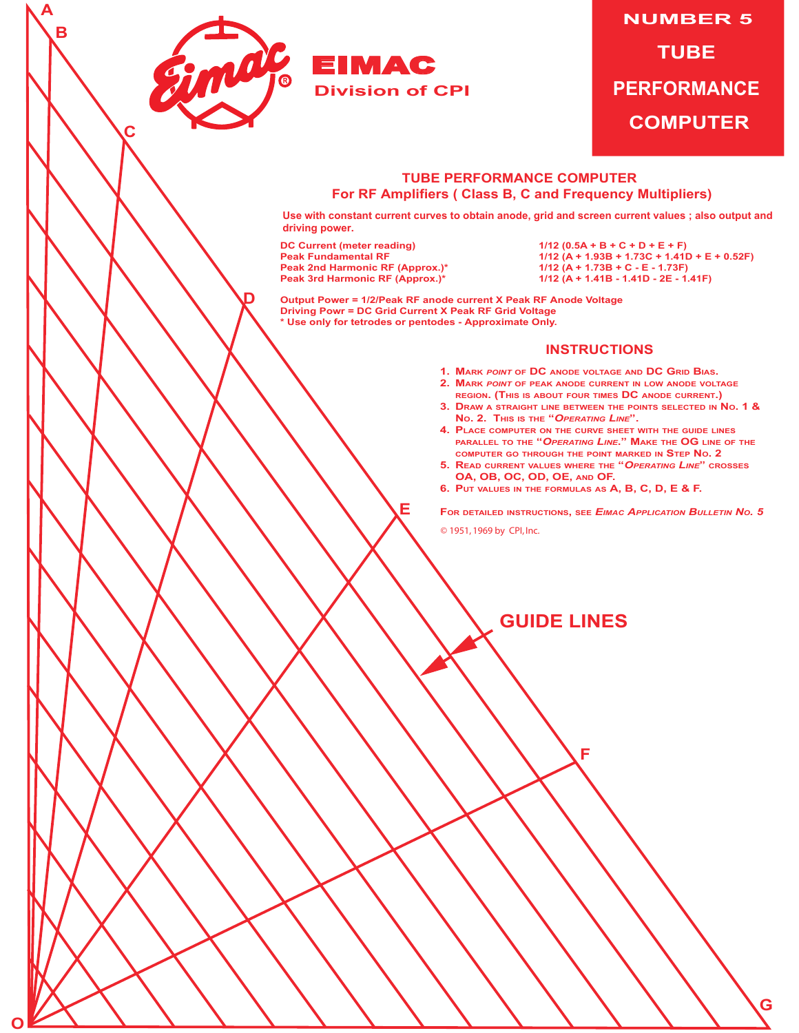A

B

C

D

E

F

G

O

EIMAC

Division of CPI

NUMBER 5

TUBE

PERFORMANCE

COMPUTER

## TUBE PERFORMANCE COMPUTER

## For RF Amplifiers ( Class B, C and Frequency Multipliers)

**Use with constant current curves to obtain anode, grid and screen current values ; also output and driving power.**

| | |
|---|---|
| DC Current (meter reading) | 1/12 (0.5A + B + C + D + E + F) |
| Peak Fundamental RF | 1/12 (A + 1.93B + 1.73C + 1.41D + E + 0.52F) |
| Peak 2nd Harmonic RF (Approx.)* | 1/12 (A + 1.73B + C - E - 1.73F) |
| Peak 3rd Harmonic RF (Approx.)* | 1/12 (A + 1.41B - 1.41D - 2E - 1.41F) |

Output Power = 1/2/Peak RF anode current X Peak RF Anode Voltage
Driving Powr = DC Grid Current X Peak RF Grid Voltage
* Use only for tetrodes or pentodes - Approximate Only.

## INSTRUCTIONS

1. Mark *point* of DC anode voltage and DC Grid Bias.
2. Mark *point* of peak anode current in low anode voltage region. (This is about four times DC anode current.)
3. Draw a straight line between the points selected in No. 1 & No. 2. This is the "*Operating Line*".
4. Place computer on the curve sheet with the guide lines parallel to the "*Operating Line*." Make the OG line of the computer go through the point marked in Step No. 2
5. Read current values where the "*Operating Line*" crosses OA, OB, OC, OD, OE, and OF.
6. Put values in the formulas as A, B, C, D, E & F.

For detailed instructions, see *Eimac Application Bulletin No. 5*

© 1951, 1969 by CPI, Inc.

GUIDE LINES